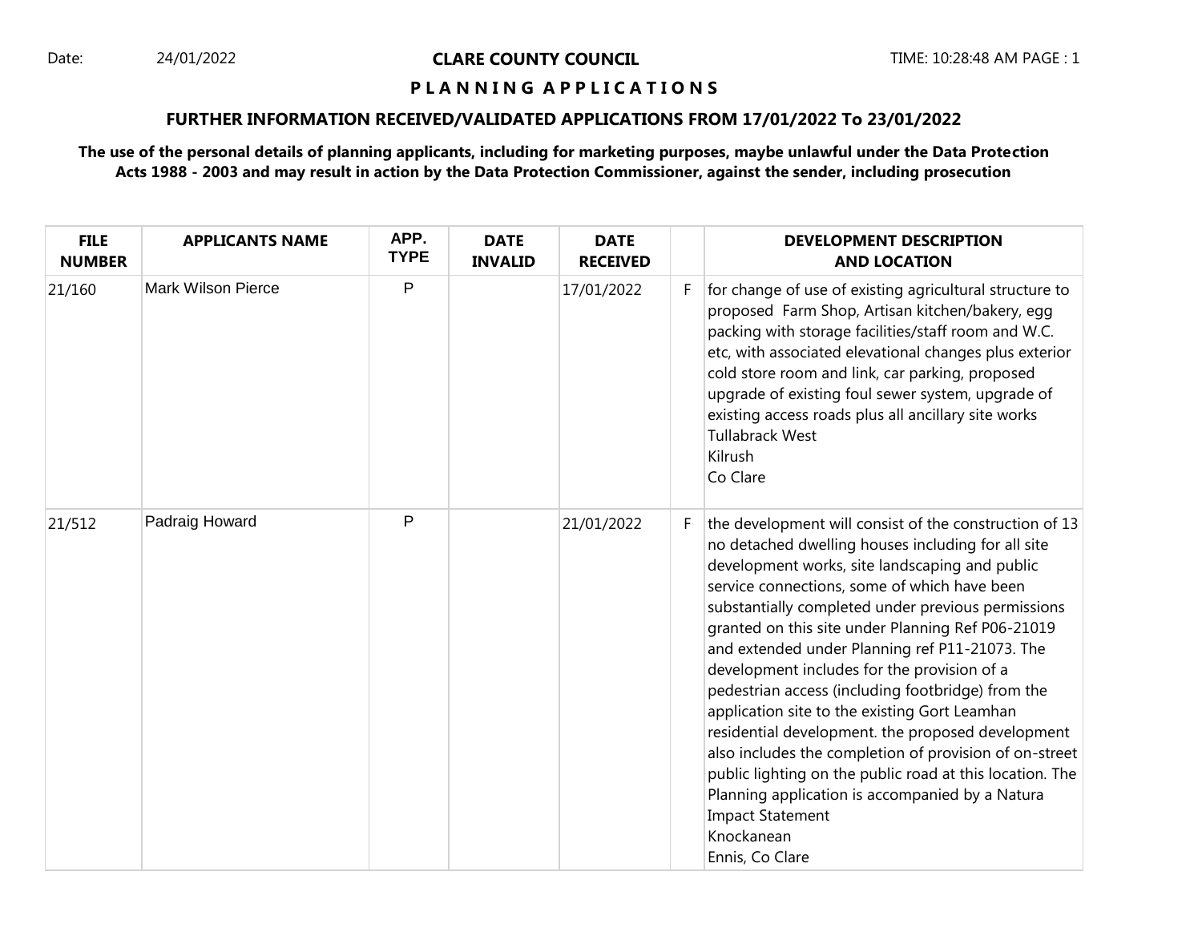Date: 24/01/2022

# CLARE COUNTY COUNCIL

## P L A N N I N G A P P L I C A T I O N S

### FURTHER INFORMATION RECEIVED/VALIDATED APPLICATIONS FROM 17/01/2022 To 23/01/2022

**The use of the personal details of planning applicants, including for marketing purposes, maybe unlawful under the Data Protection Acts 1988 - 2003 and may result in action by the Data Protection Commissioner, against the sender, including prosecution**

| FILE NUMBER | APPLICANTS NAME | APP. TYPE | DATE INVALID | DATE RECEIVED | | DEVELOPMENT DESCRIPTION AND LOCATION |
|---|---|---|---|---|---|---|
| 21/160 | Mark Wilson Pierce | P | | 17/01/2022 | F | for change of use of existing agricultural structure to proposed Farm Shop, Artisan kitchen/bakery, egg packing with storage facilities/staff room and W.C. etc, with associated elevational changes plus exterior cold store room and link, car parking, proposed upgrade of existing foul sewer system, upgrade of existing access roads plus all ancillary site works Tullabrack West Kilrush Co Clare |
| 21/512 | Padraig Howard | P | | 21/01/2022 | F | the development will consist of the construction of 13 no detached dwelling houses including for all site development works, site landscaping and public service connections, some of which have been substantially completed under previous permissions granted on this site under Planning Ref P06-21019 and extended under Planning ref P11-21073. The development includes for the provision of a pedestrian access (including footbridge) from the application site to the existing Gort Leamhan residential development. the proposed development also includes the completion of provision of on-street public lighting on the public road at this location. The Planning application is accompanied by a Natura Impact Statement Knockanean Ennis, Co Clare |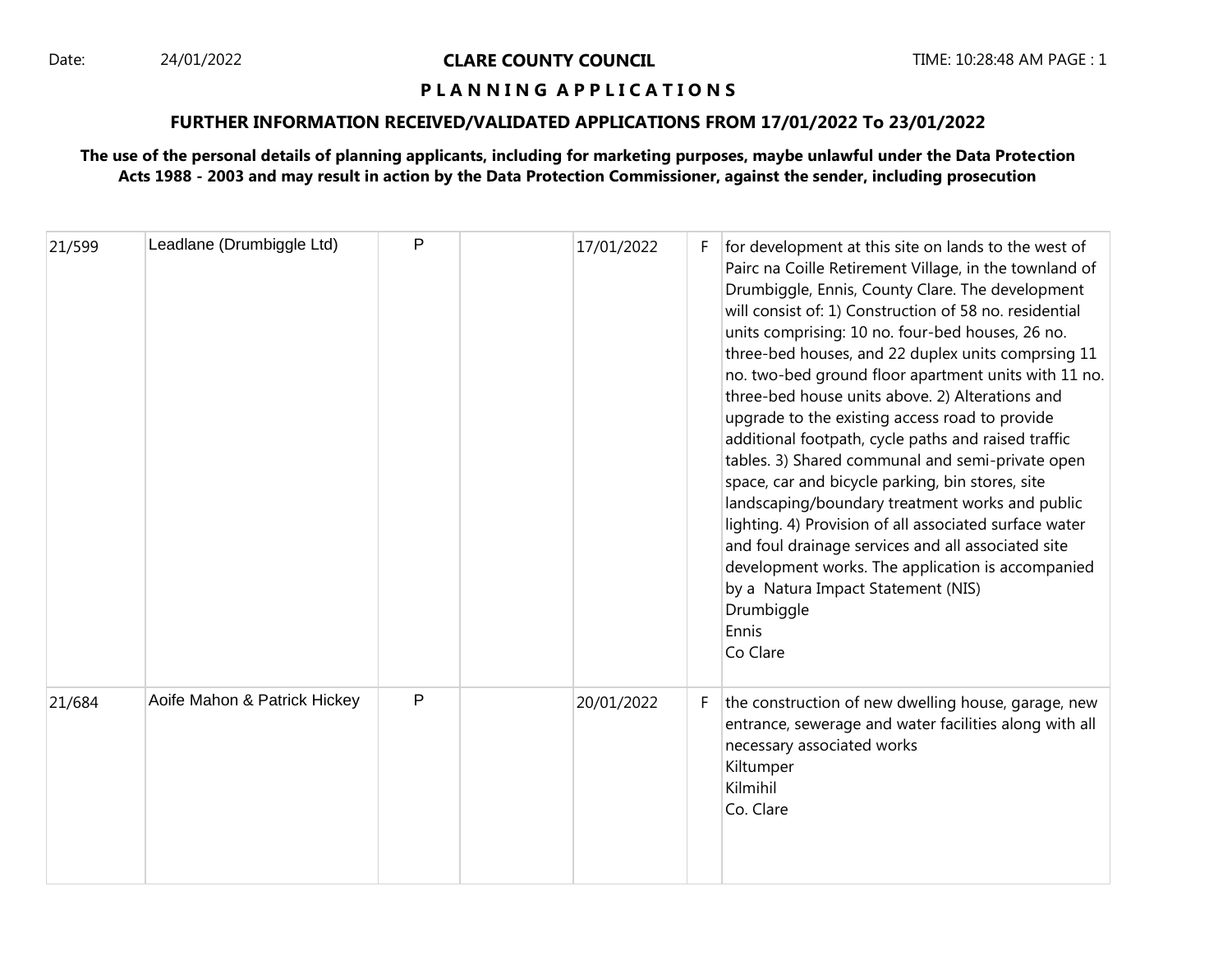Date: 24/01/2022

**CLARE COUNTY COUNCIL**

**P L A N N I N G A P P L I C A T I O N S**

**FURTHER INFORMATION RECEIVED/VALIDATED APPLICATIONS FROM 17/01/2022 To 23/01/2022**

**The use of the personal details of planning applicants, including for marketing purposes, maybe unlawful under the Data Protection Acts 1988 - 2003 and may result in action by the Data Protection Commissioner, against the sender, including prosecution**

| | | | | | | |
|---|---|---|---|---|---|---|
| 21/599 | Leadlane (Drumbiggle Ltd) | P | | 17/01/2022 | F | for development at this site on lands to the west of Pairc na Coille Retirement Village, in the townland of Drumbiggle, Ennis, County Clare. The development will consist of: 1) Construction of 58 no. residential units comprising: 10 no. four-bed houses, 26 no. three-bed houses, and 22 duplex units comprsing 11 no. two-bed ground floor apartment units with 11 no. three-bed house units above. 2) Alterations and upgrade to the existing access road to provide additional footpath, cycle paths and raised traffic tables. 3) Shared communal and semi-private open space, car and bicycle parking, bin stores, site landscaping/boundary treatment works and public lighting. 4) Provision of all associated surface water and foul drainage services and all associated site development works. The application is accompanied by a Natura Impact Statement (NIS)<br>Drumbiggle<br>Ennis<br>Co Clare |
| 21/684 | Aoife Mahon & Patrick Hickey | P | | 20/01/2022 | F | the construction of new dwelling house, garage, new entrance, sewerage and water facilities along with all necessary associated works<br>Kiltumper<br>Kilmihil<br>Co. Clare |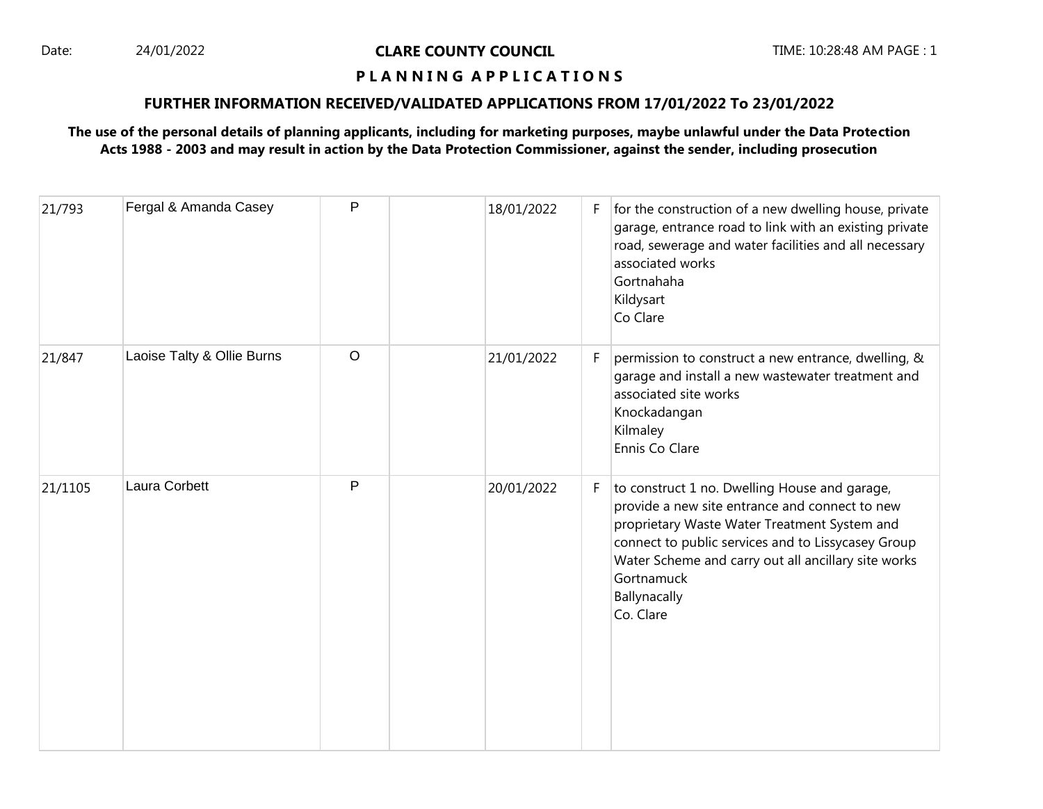Date: 24/01/2022

**CLARE COUNTY COUNCIL**

**P L A N N I N G   A P P L I C A T I O N S**

**FURTHER INFORMATION RECEIVED/VALIDATED APPLICATIONS FROM 17/01/2022 To 23/01/2022**

**The use of the personal details of planning applicants, including for marketing purposes, maybe unlawful under the Data Protection Acts 1988 - 2003 and may result in action by the Data Protection Commissioner, against the sender, including prosecution**

| | | | | | | |
|---|---|---|---|---|---|---|
| 21/793 | Fergal & Amanda Casey | P | | 18/01/2022 | F | for the construction of a new dwelling house, private garage, entrance road to link with an existing private road, sewerage and water facilities and all necessary associated works<br>Gortnahaha<br>Kildysart<br>Co Clare |
| 21/847 | Laoise Talty & Ollie Burns | O | | 21/01/2022 | F | permission to construct a new entrance, dwelling, & garage and install a new wastewater treatment and associated site works<br>Knockadangan<br>Kilmaley<br>Ennis Co Clare |
| 21/1105 | Laura Corbett | P | | 20/01/2022 | F | to construct 1 no. Dwelling House and garage, provide a new site entrance and connect to new proprietary Waste Water Treatment System and connect to public services and to Lissycasey Group Water Scheme and carry out all ancillary site works<br>Gortnamuck<br>Ballynacally<br>Co. Clare |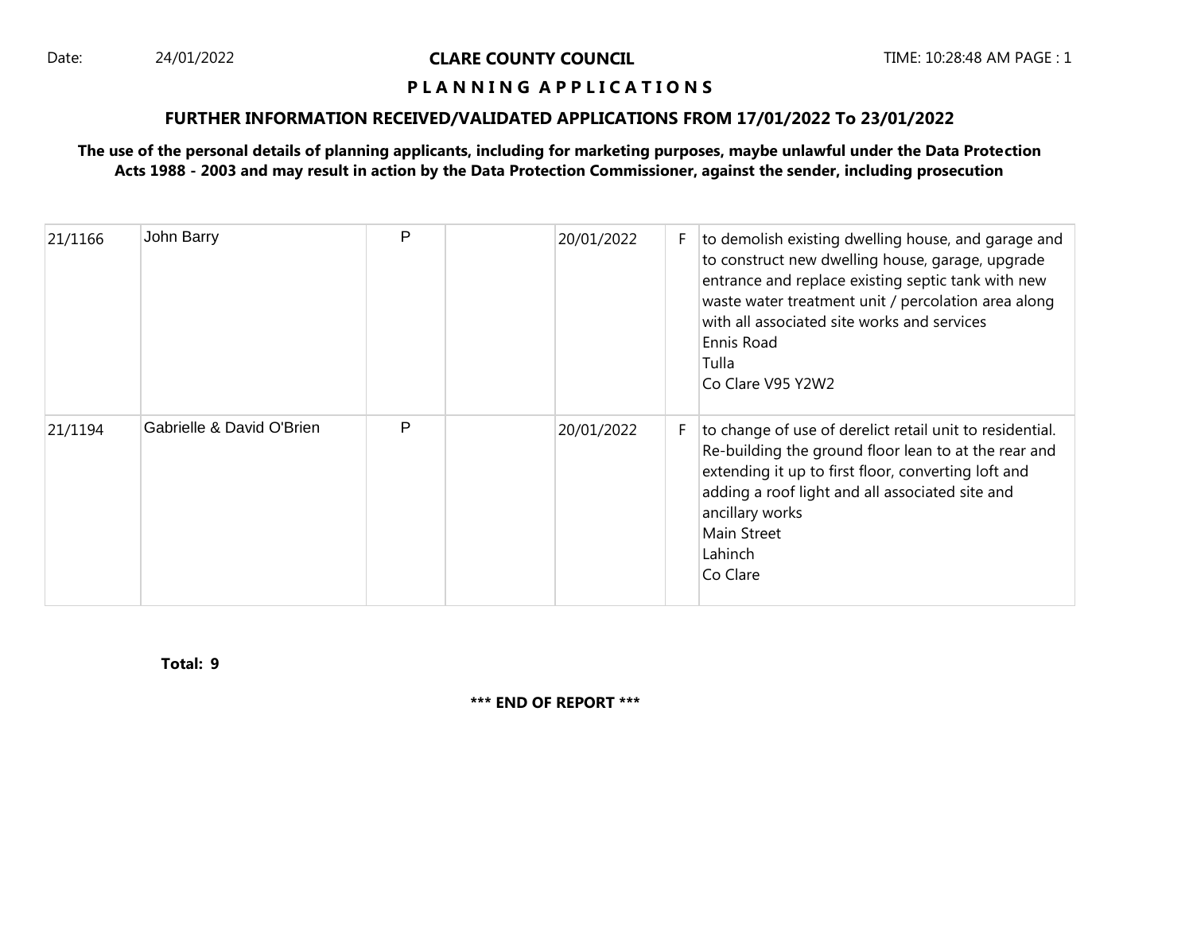Date: 24/01/2022

**CLARE COUNTY COUNCIL**

TIME: 10:28:48 AM

**P L A N N I N G   A P P L I C A T I O N S**

**FURTHER INFORMATION RECEIVED/VALIDATED APPLICATIONS FROM 17/01/2022 To 23/01/2022**

**The use of the personal details of planning applicants, including for marketing purposes, maybe unlawful under the Data Protection Acts 1988 - 2003 and may result in action by the Data Protection Commissioner, against the sender, including prosecution**

| | | | | | | |
|---|---|---|---|---|---|---|
| 21/1166 | John Barry | P | | 20/01/2022 | F | to demolish existing dwelling house, and garage and to construct new dwelling house, garage, upgrade entrance and replace existing septic tank with new waste water treatment unit / percolation area along with all associated site works and services<br>Ennis Road<br>Tulla<br>Co Clare V95 Y2W2 |
| 21/1194 | Gabrielle & David O'Brien | P | | 20/01/2022 | F | to change of use of derelict retail unit to residential. Re-building the ground floor lean to at the rear and extending it up to first floor, converting loft and adding a roof light and all associated site and ancillary works<br>Main Street<br>Lahinch<br>Co Clare |

**Total: 9**

**\*\*\* END OF REPORT \*\*\***